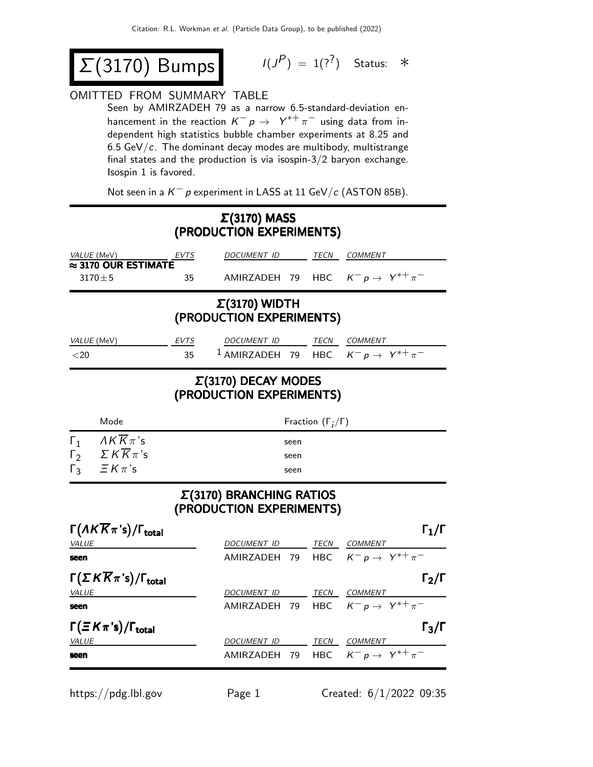# $\Sigma(3170)$ Bumps

$I(J^P) = 1(?^?)$ Status: ∗

OMITTED FROM SUMMARY TABLE

Seen by AMIRZADEH 79 as a narrow 6.5-standard-deviation enhancement in the reaction $K^- p \to Y^{*+} \pi^-$ using data from independent high statistics bubble chamber experiments at 8.25 and 6.5 GeV/$c$. The dominant decay modes are multibody, multistrange final states and the production is via isospin-3/2 baryon exchange. Isospin 1 is favored.

Not seen in a $K^- p$ experiment in LASS at 11 GeV/$c$ (ASTON 85B).

## $\Sigma(3170)$ MASS (PRODUCTION EXPERIMENTS)

| VALUE (MeV) | EVTS | DOCUMENT ID | TECN | COMMENT |
|---|---|---|---|---|
| **≈ 3170 OUR ESTIMATE** | | | | |
| $3170 \pm 5$ | 35 | AMIRZADEH 79 | HBC | $K^- p \to Y^{*+} \pi^-$ |

## $\Sigma(3170)$ WIDTH (PRODUCTION EXPERIMENTS)

| VALUE (MeV) | EVTS | DOCUMENT ID | TECN | COMMENT |
|---|---|---|---|---|
| $<20$ | 35 | [1] AMIRZADEH 79 | HBC | $K^- p \to Y^{*+} \pi^-$ |

## $\Sigma(3170)$ DECAY MODES (PRODUCTION EXPERIMENTS)

| | Mode | Fraction ($\Gamma_i/\Gamma$) |
|---|---|---|
| $\Gamma_1$ | $\Lambda K \overline{K} \pi$'s | seen |
| $\Gamma_2$ | $\Sigma K \overline{K} \pi$'s | seen |
| $\Gamma_3$ | $\Xi K \pi$'s | seen |

## $\Sigma(3170)$ BRANCHING RATIOS (PRODUCTION EXPERIMENTS)

**$\Gamma(\Lambda K \overline{K} \pi\text{'s})/\Gamma_{\text{total}}$** — $\Gamma_1/\Gamma$

| VALUE | DOCUMENT ID | TECN | COMMENT |
|---|---|---|---|
| **seen** | AMIRZADEH 79 | HBC | $K^- p \to Y^{*+} \pi^-$ |

**$\Gamma(\Sigma K \overline{K} \pi\text{'s})/\Gamma_{\text{total}}$** — $\Gamma_2/\Gamma$

| VALUE | DOCUMENT ID | TECN | COMMENT |
|---|---|---|---|
| **seen** | AMIRZADEH 79 | HBC | $K^- p \to Y^{*+} \pi^-$ |

**$\Gamma(\Xi K \pi\text{'s})/\Gamma_{\text{total}}$** — $\Gamma_3/\Gamma$

| VALUE | DOCUMENT ID | TECN | COMMENT |
|---|---|---|---|
| **seen** | AMIRZADEH 79 | HBC | $K^- p \to Y^{*+} \pi^-$ |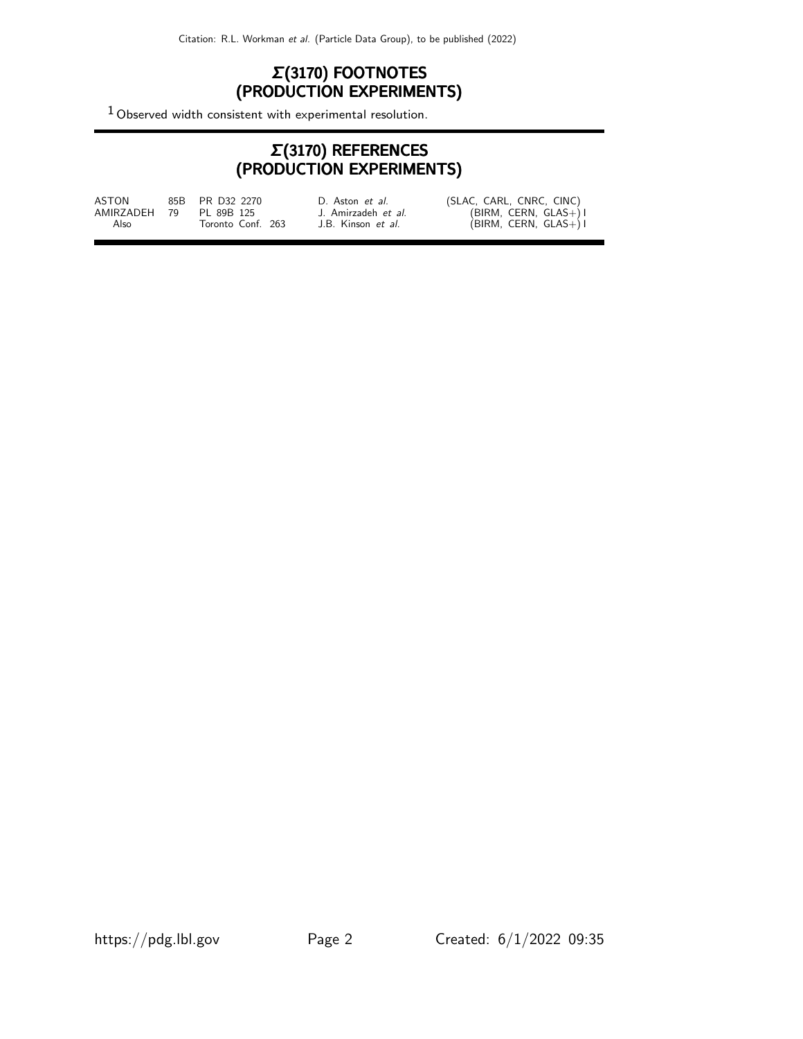## Σ(3170) FOOTNOTES (PRODUCTION EXPERIMENTS)

[1] Observed width consistent with experimental resolution.

## Σ(3170) REFERENCES (PRODUCTION EXPERIMENTS)

| | | | | |
|---|---|---|---|---|
| ASTON | 85B | PR D32 2270 | D. Aston *et al.* | (SLAC, CARL, CNRC, CINC) |
| AMIRZADEH | 79 | PL 89B 125 | J. Amirzadeh *et al.* | (BIRM, CERN, GLAS+) I |
| Also | | Toronto Conf. 263 | J.B. Kinson *et al.* | (BIRM, CERN, GLAS+) I |